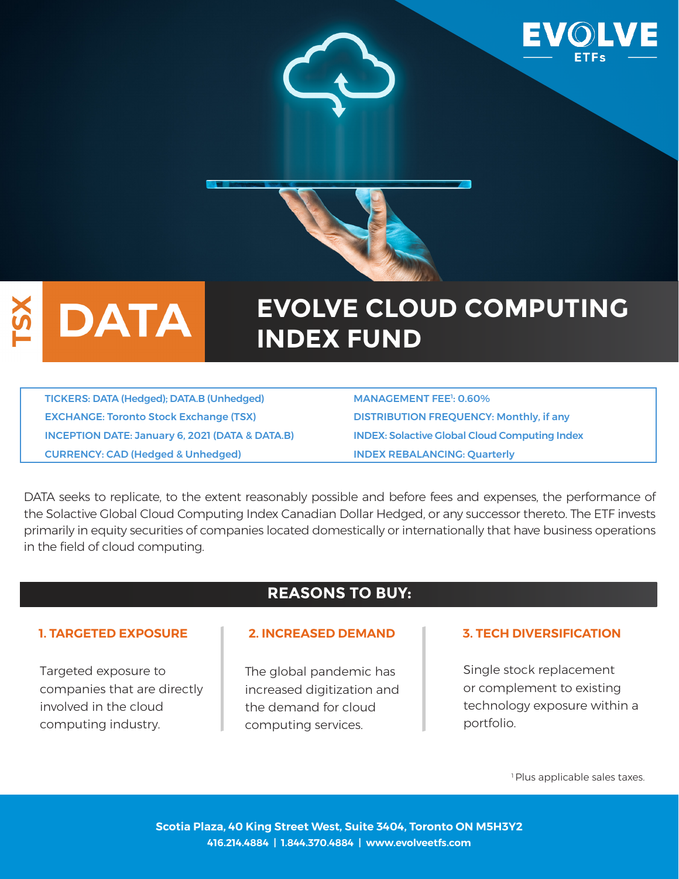EVOLVE ETFs

TSX

# DATA

# EVOLVE CLOUD COMPUTING INDEX FUND

| | |
|---|---|
| TICKERS: DATA (Hedged); DATA.B (Unhedged) | MANAGEMENT FEE[1]: 0.60% |
| EXCHANGE: Toronto Stock Exchange (TSX) | DISTRIBUTION FREQUENCY: Monthly, if any |
| INCEPTION DATE: January 6, 2021 (DATA & DATA.B) | INDEX: Solactive Global Cloud Computing Index |
| CURRENCY: CAD (Hedged & Unhedged) | INDEX REBALANCING: Quarterly |

DATA seeks to replicate, to the extent reasonably possible and before fees and expenses, the performance of the Solactive Global Cloud Computing Index Canadian Dollar Hedged, or any successor thereto. The ETF invests primarily in equity securities of companies located domestically or internationally that have business operations in the field of cloud computing.

## REASONS TO BUY:

### 1. TARGETED EXPOSURE

Targeted exposure to companies that are directly involved in the cloud computing industry.

### 2. INCREASED DEMAND

The global pandemic has increased digitization and the demand for cloud computing services.

### 3. TECH DIVERSIFICATION

Single stock replacement or complement to existing technology exposure within a portfolio.

[1] Plus applicable sales taxes.

**Scotia Plaza, 40 King Street West, Suite 3404, Toronto ON M5H3Y2**
**416.214.4884 | 1.844.370.4884 | www.evolveetfs.com**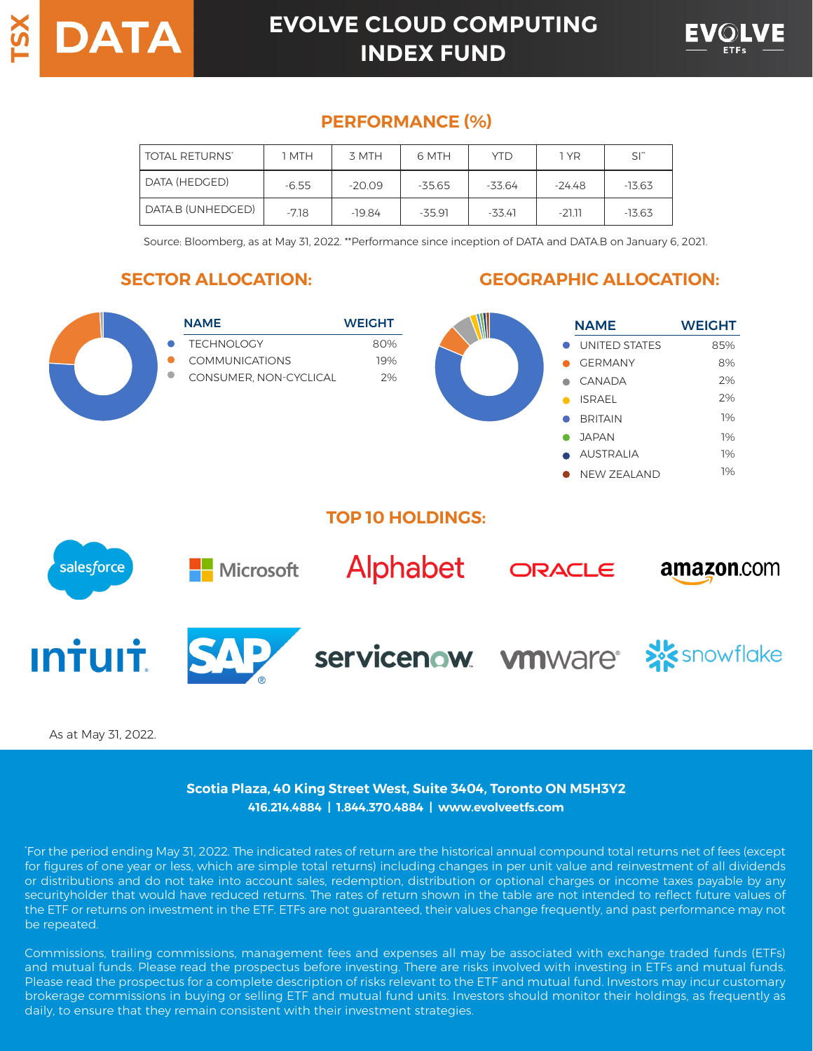# DATA — EVOLVE CLOUD COMPUTING INDEX FUND

TSX

## PERFORMANCE (%)

| TOTAL RETURNS* | 1 MTH | 3 MTH | 6 MTH | YTD | 1 YR | SI** |
|---|---|---|---|---|---|---|
| DATA (HEDGED) | -6.55 | -20.09 | -35.65 | -33.64 | -24.48 | -13.63 |
| DATA.B (UNHEDGED) | -7.18 | -19.84 | -35.91 | -33.41 | -21.11 | -13.63 |

Source: Bloomberg, as at May 31, 2022. **Performance since inception of DATA and DATA.B on January 6, 2021.

## SECTOR ALLOCATION:

| NAME | WEIGHT |
|---|---|
| TECHNOLOGY | 80% |
| COMMUNICATIONS | 19% |
| CONSUMER, NON-CYCLICAL | 2% |

## GEOGRAPHIC ALLOCATION:

| NAME | WEIGHT |
|---|---|
| UNITED STATES | 85% |
| GERMANY | 8% |
| CANADA | 2% |
| ISRAEL | 2% |
| BRITAIN | 1% |
| JAPAN | 1% |
| AUSTRALIA | 1% |
| NEW ZEALAND | 1% |

## TOP 10 HOLDINGS:

salesforce, Microsoft, Alphabet, ORACLE, amazon.com, intuit, SAP, servicenow, vmware, snowflake

As at May 31, 2022.

**Scotia Plaza, 40 King Street West, Suite 3404, Toronto ON M5H3Y2**
**416.214.4884 | 1.844.370.4884 | www.evolveetfs.com**

*For the period ending May 31, 2022. The indicated rates of return are the historical annual compound total returns net of fees (except for figures of one year or less, which are simple total returns) including changes in per unit value and reinvestment of all dividends or distributions and do not take into account sales, redemption, distribution or optional charges or income taxes payable by any securityholder that would have reduced returns. The rates of return shown in the table are not intended to reflect future values of the ETF or returns on investment in the ETF. ETFs are not guaranteed, their values change frequently, and past performance may not be repeated.

Commissions, trailing commissions, management fees and expenses all may be associated with exchange traded funds (ETFs) and mutual funds. Please read the prospectus before investing. There are risks involved with investing in ETFs and mutual funds. Please read the prospectus for a complete description of risks relevant to the ETF and mutual fund. Investors may incur customary brokerage commissions in buying or selling ETF and mutual fund units. Investors should monitor their holdings, as frequently as daily, to ensure that they remain consistent with their investment strategies.